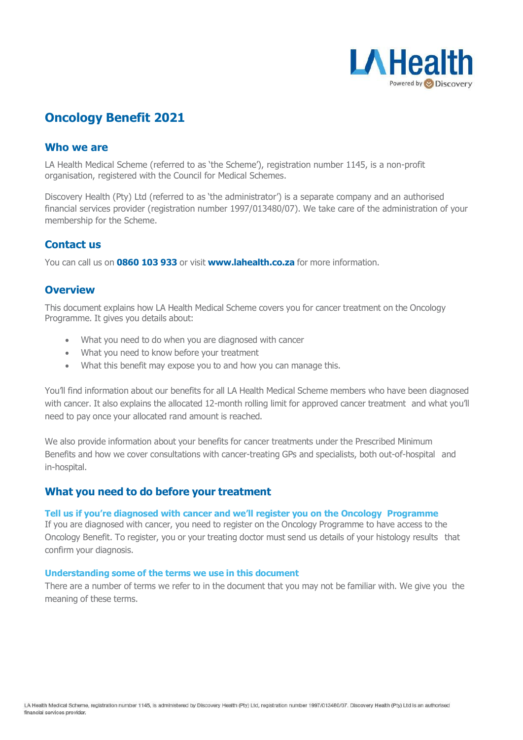# Oncology Benefit 2021

## Who we are

LA Health Medical Scheme (referred to as 'the Scheme'), registration number 1145, is a non-profit organisation, registered with the Council for Medical Schemes.

Discovery Health (Pty) Ltd (referred to as 'the administrator') is a separate company and an authorised financial services provider (registration number 1997/013480/07). We take care of the administration of your membership for the Scheme.

## Contact us

You can call us on **0860 103 933** or visit **www.lahealth.co.za** for more information.

## Overview

This document explains how LA Health Medical Scheme covers you for cancer treatment on the Oncology Programme. It gives you details about:

- What you need to do when you are diagnosed with cancer
- What you need to know before your treatment
- What this benefit may expose you to and how you can manage this.

You'll find information about our benefits for all LA Health Medical Scheme members who have been diagnosed with cancer. It also explains the allocated 12-month rolling limit for approved cancer treatment and what you'll need to pay once your allocated rand amount is reached.

We also provide information about your benefits for cancer treatments under the Prescribed Minimum Benefits and how we cover consultations with cancer-treating GPs and specialists, both out-of-hospital and in-hospital.

## What you need to do before your treatment

### Tell us if you're diagnosed with cancer and we'll register you on the Oncology Programme

If you are diagnosed with cancer, you need to register on the Oncology Programme to have access to the Oncology Benefit. To register, you or your treating doctor must send us details of your histology results that confirm your diagnosis.

### Understanding some of the terms we use in this document

There are a number of terms we refer to in the document that you may not be familiar with. We give you the meaning of these terms.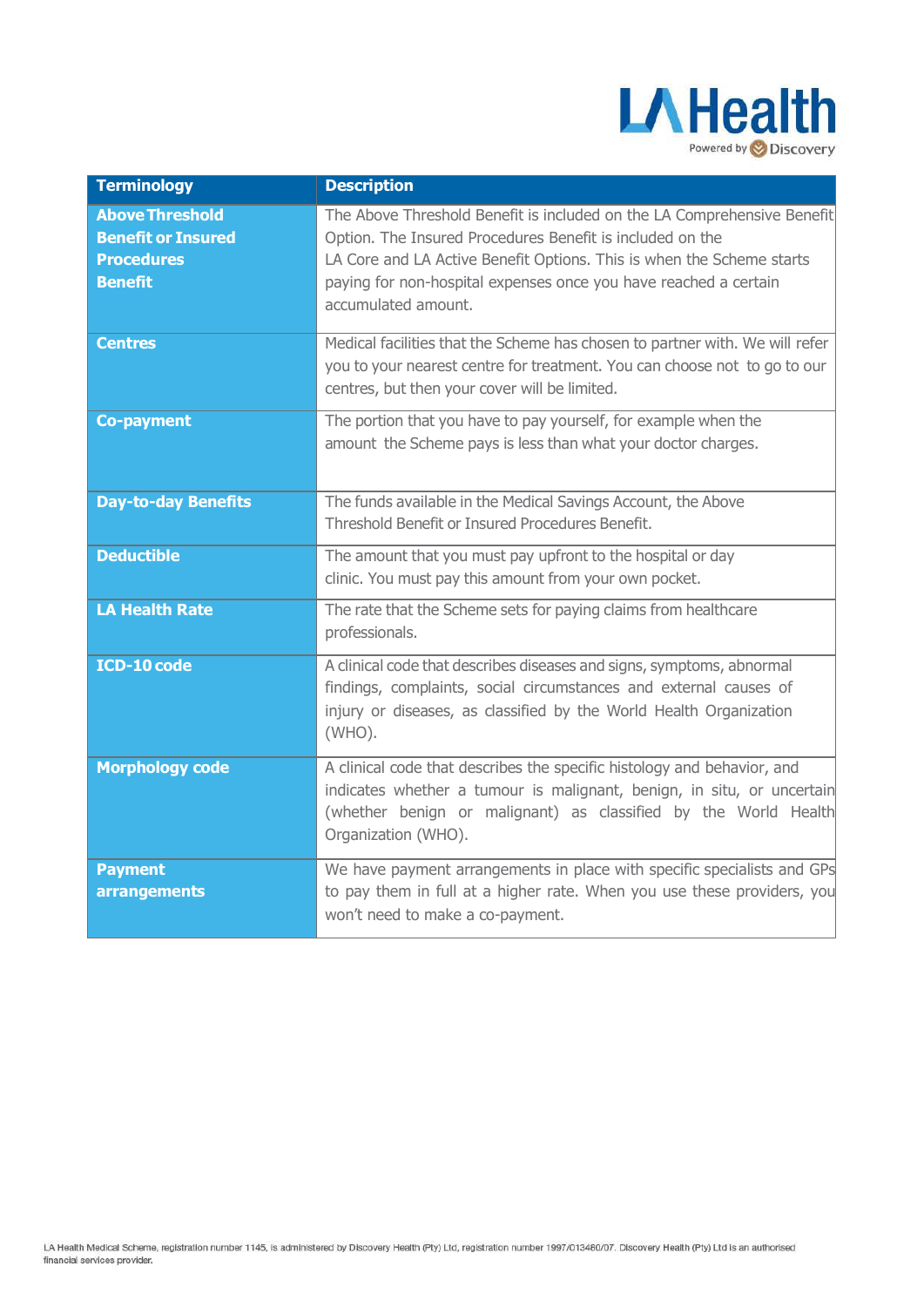| Terminology | Description |
|---|---|
| **Above Threshold Benefit or Insured Procedures Benefit** | The Above Threshold Benefit is included on the LA Comprehensive Benefit Option. The Insured Procedures Benefit is included on the LA Core and LA Active Benefit Options. This is when the Scheme starts paying for non-hospital expenses once you have reached a certain accumulated amount. |
| **Centres** | Medical facilities that the Scheme has chosen to partner with. We will refer you to your nearest centre for treatment. You can choose not to go to our centres, but then your cover will be limited. |
| **Co-payment** | The portion that you have to pay yourself, for example when the amount the Scheme pays is less than what your doctor charges. |
| **Day-to-day Benefits** | The funds available in the Medical Savings Account, the Above Threshold Benefit or Insured Procedures Benefit. |
| **Deductible** | The amount that you must pay upfront to the hospital or day clinic. You must pay this amount from your own pocket. |
| **LA Health Rate** | The rate that the Scheme sets for paying claims from healthcare professionals. |
| **ICD-10 code** | A clinical code that describes diseases and signs, symptoms, abnormal findings, complaints, social circumstances and external causes of injury or diseases, as classified by the World Health Organization (WHO). |
| **Morphology code** | A clinical code that describes the specific histology and behavior, and indicates whether a tumour is malignant, benign, in situ, or uncertain (whether benign or malignant) as classified by the World Health Organization (WHO). |
| **Payment arrangements** | We have payment arrangements in place with specific specialists and GPs to pay them in full at a higher rate. When you use these providers, you won't need to make a co-payment. |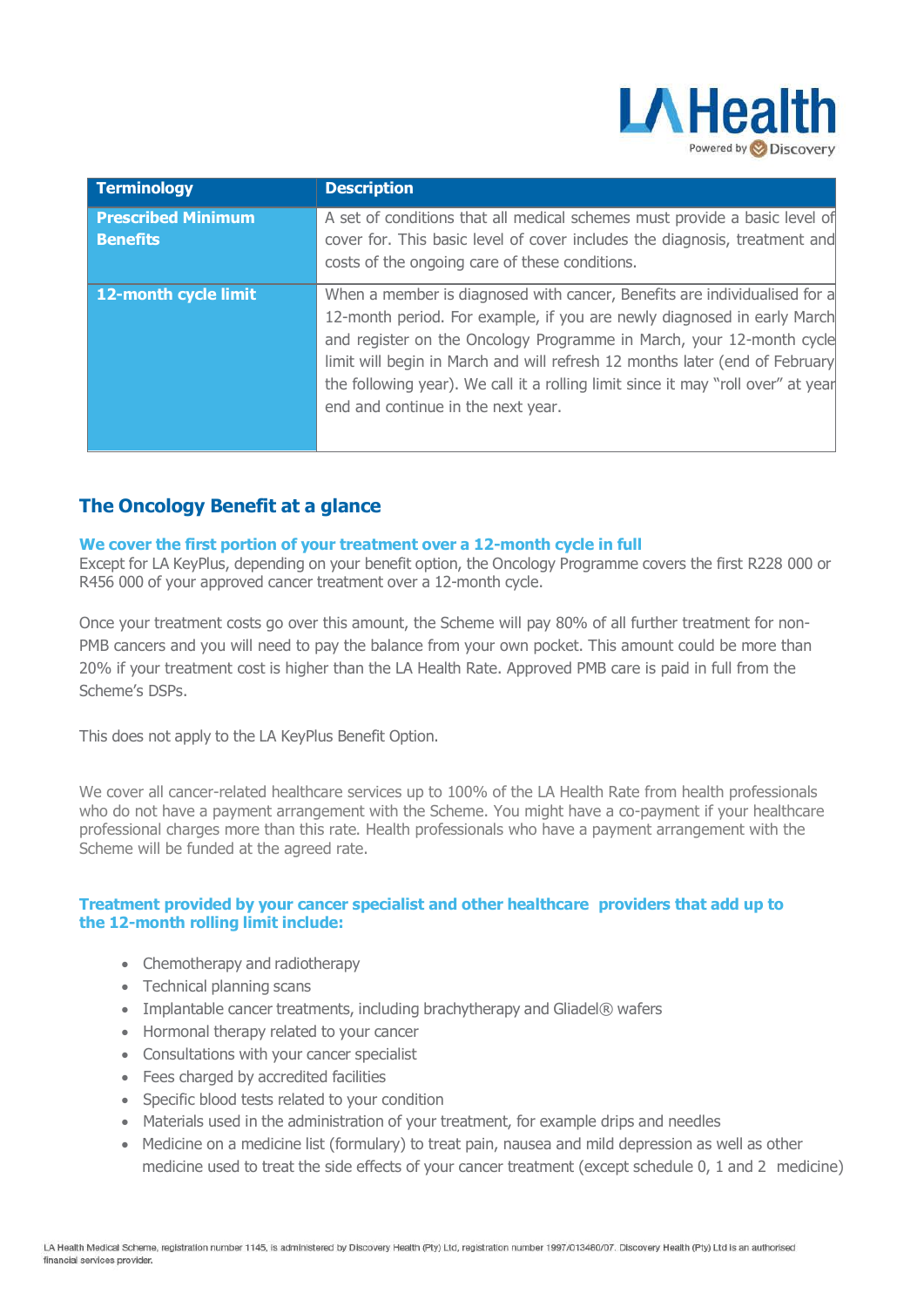| Terminology | Description |
| --- | --- |
| **Prescribed Minimum Benefits** | A set of conditions that all medical schemes must provide a basic level of cover for. This basic level of cover includes the diagnosis, treatment and costs of the ongoing care of these conditions. |
| **12-month cycle limit** | When a member is diagnosed with cancer, Benefits are individualised for a 12-month period. For example, if you are newly diagnosed in early March and register on the Oncology Programme in March, your 12-month cycle limit will begin in March and will refresh 12 months later (end of February the following year). We call it a rolling limit since it may "roll over" at year end and continue in the next year. |

## The Oncology Benefit at a glance

### We cover the first portion of your treatment over a 12-month cycle in full

Except for LA KeyPlus, depending on your benefit option, the Oncology Programme covers the first R228 000 or R456 000 of your approved cancer treatment over a 12-month cycle.

Once your treatment costs go over this amount, the Scheme will pay 80% of all further treatment for non-PMB cancers and you will need to pay the balance from your own pocket. This amount could be more than 20% if your treatment cost is higher than the LA Health Rate. Approved PMB care is paid in full from the Scheme's DSPs.

This does not apply to the LA KeyPlus Benefit Option.

We cover all cancer-related healthcare services up to 100% of the LA Health Rate from health professionals who do not have a payment arrangement with the Scheme. You might have a co-payment if your healthcare professional charges more than this rate. Health professionals who have a payment arrangement with the Scheme will be funded at the agreed rate.

### Treatment provided by your cancer specialist and other healthcare providers that add up to the 12-month rolling limit include:

- Chemotherapy and radiotherapy
- Technical planning scans
- Implantable cancer treatments, including brachytherapy and Gliadel® wafers
- Hormonal therapy related to your cancer
- Consultations with your cancer specialist
- Fees charged by accredited facilities
- Specific blood tests related to your condition
- Materials used in the administration of your treatment, for example drips and needles
- Medicine on a medicine list (formulary) to treat pain, nausea and mild depression as well as other medicine used to treat the side effects of your cancer treatment (except schedule 0, 1 and 2 medicine)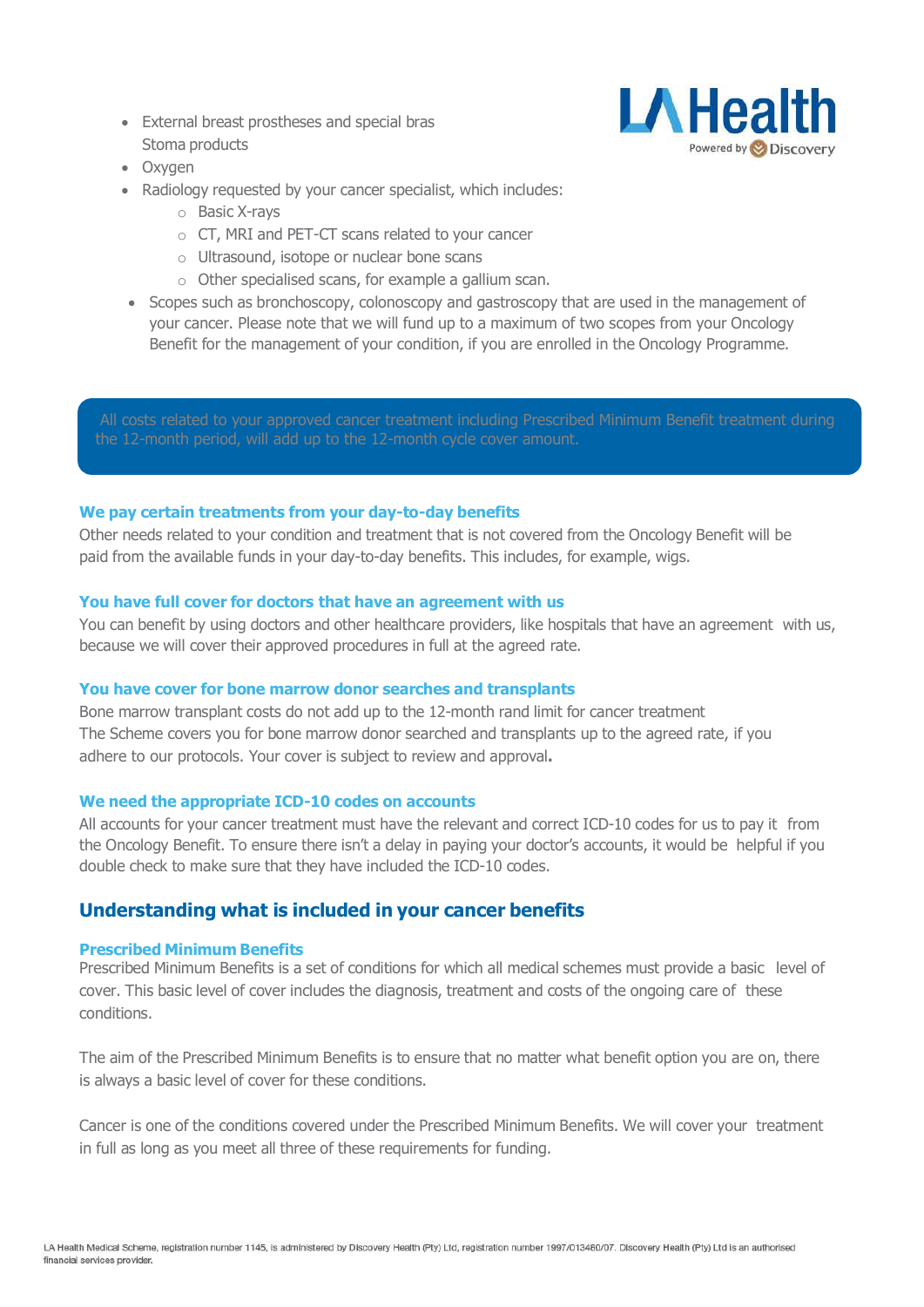- External breast prostheses and special bras
  Stoma products
- Oxygen
- Radiology requested by your cancer specialist, which includes:
  - Basic X-rays
  - CT, MRI and PET-CT scans related to your cancer
  - Ultrasound, isotope or nuclear bone scans
  - Other specialised scans, for example a gallium scan.
- Scopes such as bronchoscopy, colonoscopy and gastroscopy that are used in the management of your cancer. Please note that we will fund up to a maximum of two scopes from your Oncology Benefit for the management of your condition, if you are enrolled in the Oncology Programme.

All costs related to your approved cancer treatment including Prescribed Minimum Benefit treatment during the 12-month period, will add up to the 12-month cycle cover amount.

### We pay certain treatments from your day-to-day benefits

Other needs related to your condition and treatment that is not covered from the Oncology Benefit will be paid from the available funds in your day-to-day benefits. This includes, for example, wigs.

### You have full cover for doctors that have an agreement with us

You can benefit by using doctors and other healthcare providers, like hospitals that have an agreement with us, because we will cover their approved procedures in full at the agreed rate.

### You have cover for bone marrow donor searches and transplants

Bone marrow transplant costs do not add up to the 12-month rand limit for cancer treatment
The Scheme covers you for bone marrow donor searched and transplants up to the agreed rate, if you adhere to our protocols. Your cover is subject to review and approval**.**

### We need the appropriate ICD-10 codes on accounts

All accounts for your cancer treatment must have the relevant and correct ICD-10 codes for us to pay it from the Oncology Benefit. To ensure there isn't a delay in paying your doctor's accounts, it would be helpful if you double check to make sure that they have included the ICD-10 codes.

## Understanding what is included in your cancer benefits

### Prescribed Minimum Benefits

Prescribed Minimum Benefits is a set of conditions for which all medical schemes must provide a basic level of cover. This basic level of cover includes the diagnosis, treatment and costs of the ongoing care of these conditions.

The aim of the Prescribed Minimum Benefits is to ensure that no matter what benefit option you are on, there is always a basic level of cover for these conditions.

Cancer is one of the conditions covered under the Prescribed Minimum Benefits. We will cover your treatment in full as long as you meet all three of these requirements for funding.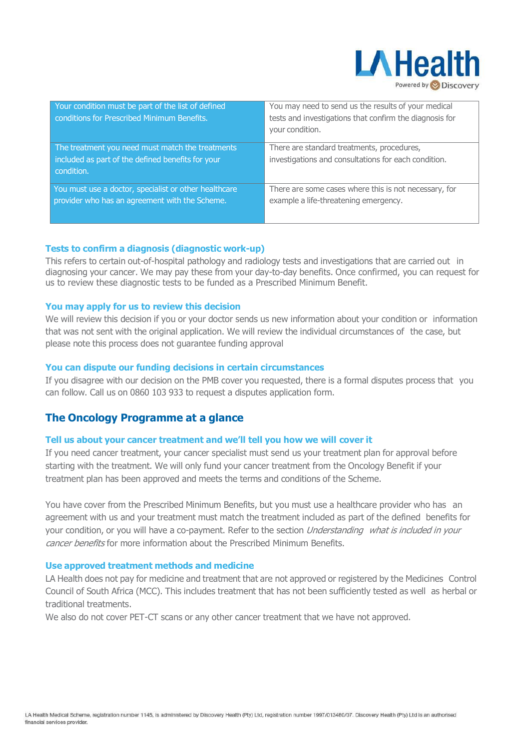| Your condition must be part of the list of defined conditions for Prescribed Minimum Benefits. | You may need to send us the results of your medical tests and investigations that confirm the diagnosis for your condition. |
|---|---|
| The treatment you need must match the treatments included as part of the defined benefits for your condition. | There are standard treatments, procedures, investigations and consultations for each condition. |
| You must use a doctor, specialist or other healthcare provider who has an agreement with the Scheme. | There are some cases where this is not necessary, for example a life-threatening emergency. |

### Tests to confirm a diagnosis (diagnostic work-up)

This refers to certain out-of-hospital pathology and radiology tests and investigations that are carried out in diagnosing your cancer. We may pay these from your day-to-day benefits. Once confirmed, you can request for us to review these diagnostic tests to be funded as a Prescribed Minimum Benefit.

### You may apply for us to review this decision

We will review this decision if you or your doctor sends us new information about your condition or information that was not sent with the original application. We will review the individual circumstances of the case, but please note this process does not guarantee funding approval

### You can dispute our funding decisions in certain circumstances

If you disagree with our decision on the PMB cover you requested, there is a formal disputes process that you can follow. Call us on 0860 103 933 to request a disputes application form.

## The Oncology Programme at a glance

### Tell us about your cancer treatment and we'll tell you how we will cover it

If you need cancer treatment, your cancer specialist must send us your treatment plan for approval before starting with the treatment. We will only fund your cancer treatment from the Oncology Benefit if your treatment plan has been approved and meets the terms and conditions of the Scheme.

You have cover from the Prescribed Minimum Benefits, but you must use a healthcare provider who has an agreement with us and your treatment must match the treatment included as part of the defined benefits for your condition, or you will have a co-payment. Refer to the section *Understanding what is included in your cancer benefits* for more information about the Prescribed Minimum Benefits.

### Use approved treatment methods and medicine

LA Health does not pay for medicine and treatment that are not approved or registered by the Medicines Control Council of South Africa (MCC). This includes treatment that has not been sufficiently tested as well as herbal or traditional treatments.

We also do not cover PET-CT scans or any other cancer treatment that we have not approved.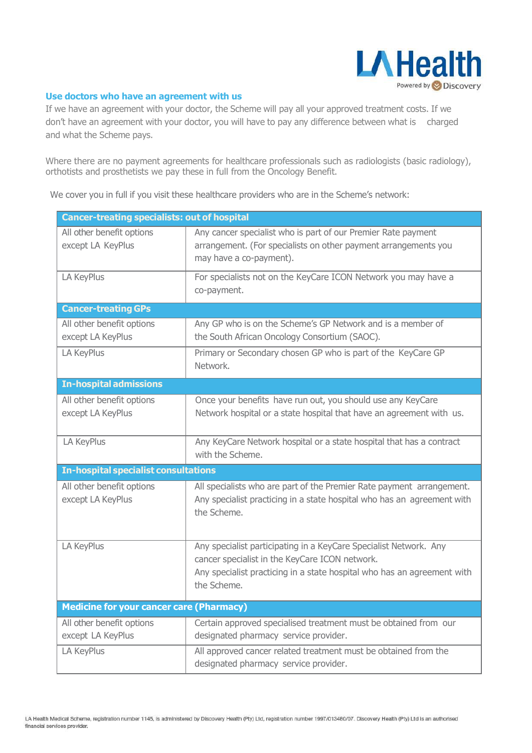## Use doctors who have an agreement with us

If we have an agreement with your doctor, the Scheme will pay all your approved treatment costs. If we don't have an agreement with your doctor, you will have to pay any difference between what is charged and what the Scheme pays.

Where there are no payment agreements for healthcare professionals such as radiologists (basic radiology), orthotists and prosthetists we pay these in full from the Oncology Benefit.

We cover you in full if you visit these healthcare providers who are in the Scheme's network:

| **Cancer-treating specialists: out of hospital** | |
|---|---|
| All other benefit options except LA KeyPlus | Any cancer specialist who is part of our Premier Rate payment arrangement. (For specialists on other payment arrangements you may have a co-payment). |
| LA KeyPlus | For specialists not on the KeyCare ICON Network you may have a co-payment. |
| **Cancer-treating GPs** | |
| All other benefit options except LA KeyPlus | Any GP who is on the Scheme's GP Network and is a member of the South African Oncology Consortium (SAOC). |
| LA KeyPlus | Primary or Secondary chosen GP who is part of the KeyCare GP Network. |
| **In-hospital admissions** | |
| All other benefit options except LA KeyPlus | Once your benefits have run out, you should use any KeyCare Network hospital or a state hospital that have an agreement with us. |
| LA KeyPlus | Any KeyCare Network hospital or a state hospital that has a contract with the Scheme. |
| **In-hospital specialist consultations** | |
| All other benefit options except LA KeyPlus | All specialists who are part of the Premier Rate payment arrangement. Any specialist practicing in a state hospital who has an agreement with the Scheme. |
| LA KeyPlus | Any specialist participating in a KeyCare Specialist Network. Any cancer specialist in the KeyCare ICON network. Any specialist practicing in a state hospital who has an agreement with the Scheme. |
| **Medicine for your cancer care (Pharmacy)** | |
| All other benefit options except LA KeyPlus | Certain approved specialised treatment must be obtained from our designated pharmacy service provider. |
| LA KeyPlus | All approved cancer related treatment must be obtained from the designated pharmacy service provider. |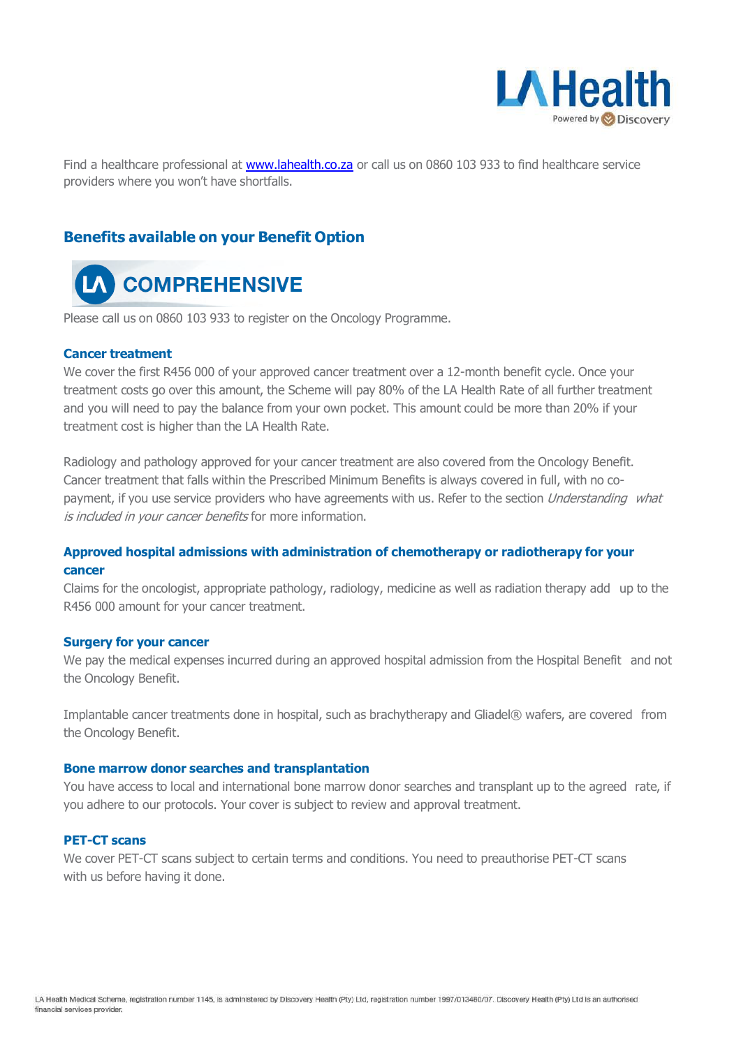Find a healthcare professional at [www.lahealth.co.za](http://www.lahealth.co.za) or call us on 0860 103 933 to find healthcare service providers where you won't have shortfalls.

## Benefits available on your Benefit Option

### COMPREHENSIVE

Please call us on 0860 103 933 to register on the Oncology Programme.

#### Cancer treatment

We cover the first R456 000 of your approved cancer treatment over a 12-month benefit cycle. Once your treatment costs go over this amount, the Scheme will pay 80% of the LA Health Rate of all further treatment and you will need to pay the balance from your own pocket. This amount could be more than 20% if your treatment cost is higher than the LA Health Rate.

Radiology and pathology approved for your cancer treatment are also covered from the Oncology Benefit. Cancer treatment that falls within the Prescribed Minimum Benefits is always covered in full, with no co-payment, if you use service providers who have agreements with us. Refer to the section *Understanding what is included in your cancer benefits* for more information.

#### Approved hospital admissions with administration of chemotherapy or radiotherapy for your cancer

Claims for the oncologist, appropriate pathology, radiology, medicine as well as radiation therapy add up to the R456 000 amount for your cancer treatment.

#### Surgery for your cancer

We pay the medical expenses incurred during an approved hospital admission from the Hospital Benefit and not the Oncology Benefit.

Implantable cancer treatments done in hospital, such as brachytherapy and Gliadel® wafers, are covered from the Oncology Benefit.

#### Bone marrow donor searches and transplantation

You have access to local and international bone marrow donor searches and transplant up to the agreed rate, if you adhere to our protocols. Your cover is subject to review and approval treatment.

#### PET-CT scans

We cover PET-CT scans subject to certain terms and conditions. You need to preauthorise PET-CT scans with us before having it done.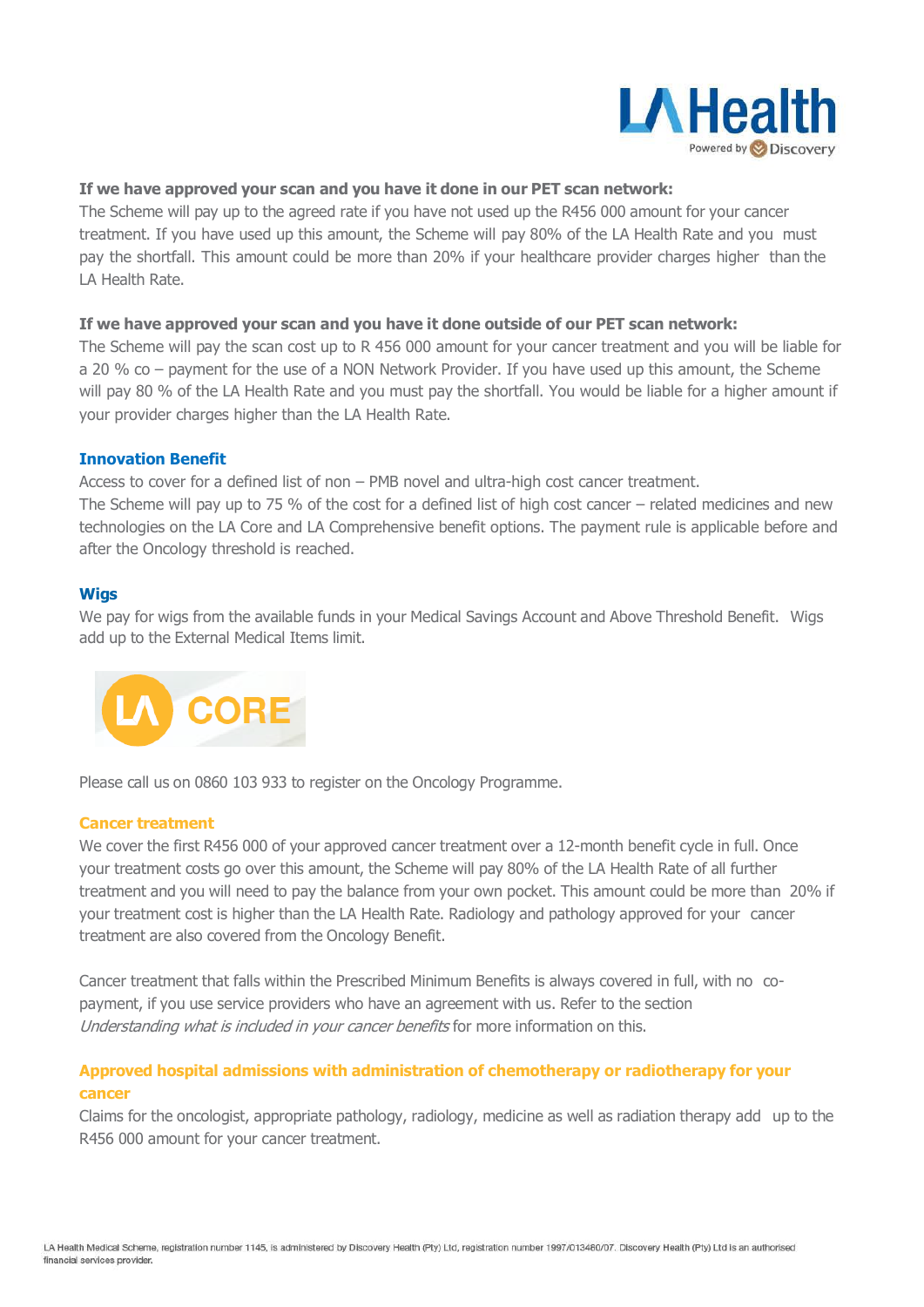**If we have approved your scan and you have it done in our PET scan network:**
The Scheme will pay up to the agreed rate if you have not used up the R456 000 amount for your cancer treatment. If you have used up this amount, the Scheme will pay 80% of the LA Health Rate and you must pay the shortfall. This amount could be more than 20% if your healthcare provider charges higher than the LA Health Rate.

**If we have approved your scan and you have it done outside of our PET scan network:**
The Scheme will pay the scan cost up to R 456 000 amount for your cancer treatment and you will be liable for a 20 % co – payment for the use of a NON Network Provider. If you have used up this amount, the Scheme will pay 80 % of the LA Health Rate and you must pay the shortfall. You would be liable for a higher amount if your provider charges higher than the LA Health Rate.

### Innovation Benefit

Access to cover for a defined list of non – PMB novel and ultra-high cost cancer treatment.
The Scheme will pay up to 75 % of the cost for a defined list of high cost cancer – related medicines and new technologies on the LA Core and LA Comprehensive benefit options. The payment rule is applicable before and after the Oncology threshold is reached.

### Wigs

We pay for wigs from the available funds in your Medical Savings Account and Above Threshold Benefit. Wigs add up to the External Medical Items limit.

## LA CORE

Please call us on 0860 103 933 to register on the Oncology Programme.

### Cancer treatment

We cover the first R456 000 of your approved cancer treatment over a 12-month benefit cycle in full. Once your treatment costs go over this amount, the Scheme will pay 80% of the LA Health Rate of all further treatment and you will need to pay the balance from your own pocket. This amount could be more than 20% if your treatment cost is higher than the LA Health Rate. Radiology and pathology approved for your cancer treatment are also covered from the Oncology Benefit.

Cancer treatment that falls within the Prescribed Minimum Benefits is always covered in full, with no co-payment, if you use service providers who have an agreement with us. Refer to the section *Understanding what is included in your cancer benefits* for more information on this.

### Approved hospital admissions with administration of chemotherapy or radiotherapy for your cancer

Claims for the oncologist, appropriate pathology, radiology, medicine as well as radiation therapy add up to the R456 000 amount for your cancer treatment.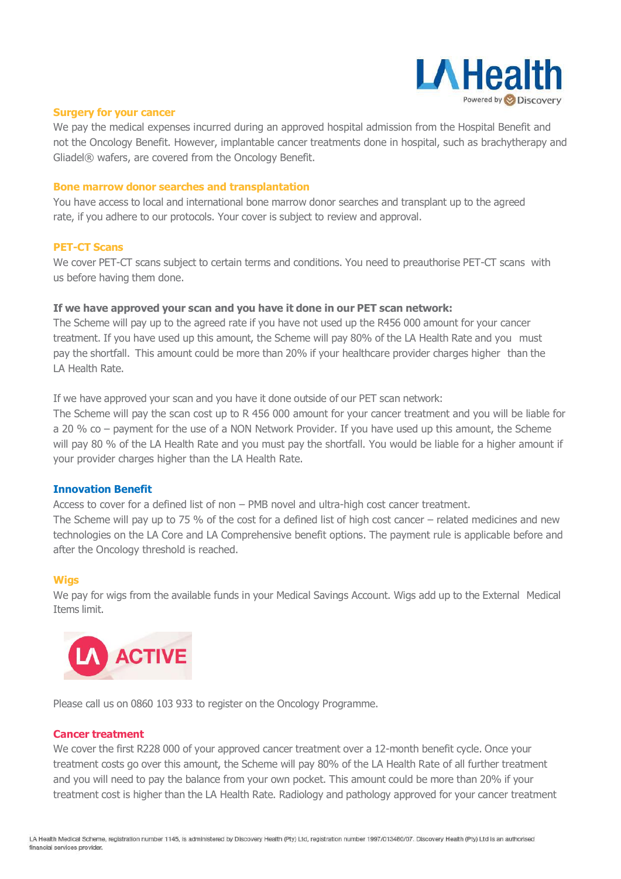### Surgery for your cancer

We pay the medical expenses incurred during an approved hospital admission from the Hospital Benefit and not the Oncology Benefit. However, implantable cancer treatments done in hospital, such as brachytherapy and Gliadel® wafers, are covered from the Oncology Benefit.

### Bone marrow donor searches and transplantation

You have access to local and international bone marrow donor searches and transplant up to the agreed rate, if you adhere to our protocols. Your cover is subject to review and approval.

### PET-CT Scans

We cover PET-CT scans subject to certain terms and conditions. You need to preauthorise PET-CT scans with us before having them done.

**If we have approved your scan and you have it done in our PET scan network:**

The Scheme will pay up to the agreed rate if you have not used up the R456 000 amount for your cancer treatment. If you have used up this amount, the Scheme will pay 80% of the LA Health Rate and you must pay the shortfall. This amount could be more than 20% if your healthcare provider charges higher than the LA Health Rate.

If we have approved your scan and you have it done outside of our PET scan network:

The Scheme will pay the scan cost up to R 456 000 amount for your cancer treatment and you will be liable for a 20 % co – payment for the use of a NON Network Provider. If you have used up this amount, the Scheme will pay 80 % of the LA Health Rate and you must pay the shortfall. You would be liable for a higher amount if your provider charges higher than the LA Health Rate.

### Innovation Benefit

Access to cover for a defined list of non – PMB novel and ultra-high cost cancer treatment.

The Scheme will pay up to 75 % of the cost for a defined list of high cost cancer – related medicines and new technologies on the LA Core and LA Comprehensive benefit options. The payment rule is applicable before and after the Oncology threshold is reached.

### Wigs

We pay for wigs from the available funds in your Medical Savings Account. Wigs add up to the External Medical Items limit.

## LA ACTIVE

Please call us on 0860 103 933 to register on the Oncology Programme.

### Cancer treatment

We cover the first R228 000 of your approved cancer treatment over a 12-month benefit cycle. Once your treatment costs go over this amount, the Scheme will pay 80% of the LA Health Rate of all further treatment and you will need to pay the balance from your own pocket. This amount could be more than 20% if your treatment cost is higher than the LA Health Rate. Radiology and pathology approved for your cancer treatment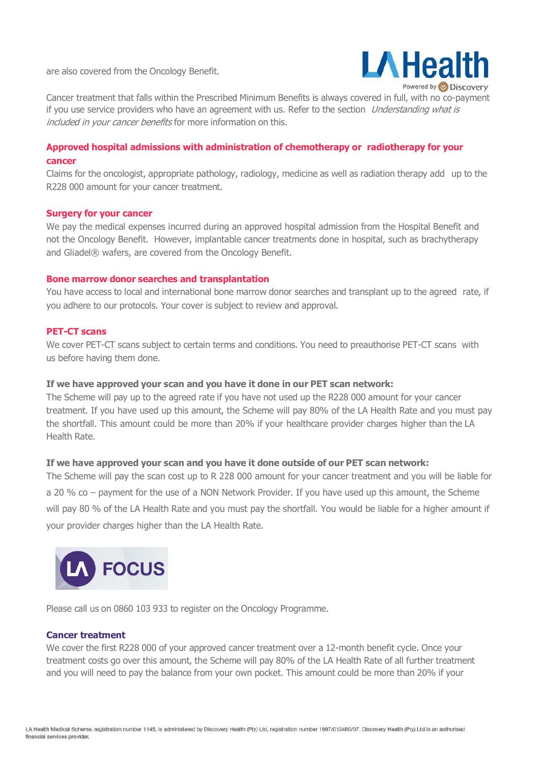are also covered from the Oncology Benefit.

Cancer treatment that falls within the Prescribed Minimum Benefits is always covered in full, with no co-payment if you use service providers who have an agreement with us. Refer to the section *Understanding what is included in your cancer benefits* for more information on this.

### Approved hospital admissions with administration of chemotherapy or radiotherapy for your cancer

Claims for the oncologist, appropriate pathology, radiology, medicine as well as radiation therapy add up to the R228 000 amount for your cancer treatment.

### Surgery for your cancer

We pay the medical expenses incurred during an approved hospital admission from the Hospital Benefit and not the Oncology Benefit. However, implantable cancer treatments done in hospital, such as brachytherapy and Gliadel® wafers, are covered from the Oncology Benefit.

### Bone marrow donor searches and transplantation

You have access to local and international bone marrow donor searches and transplant up to the agreed rate, if you adhere to our protocols. Your cover is subject to review and approval.

### PET-CT scans

We cover PET-CT scans subject to certain terms and conditions. You need to preauthorise PET-CT scans with us before having them done.

**If we have approved your scan and you have it done in our PET scan network:**

The Scheme will pay up to the agreed rate if you have not used up the R228 000 amount for your cancer treatment. If you have used up this amount, the Scheme will pay 80% of the LA Health Rate and you must pay the shortfall. This amount could be more than 20% if your healthcare provider charges higher than the LA Health Rate.

**If we have approved your scan and you have it done outside of our PET scan network:**

The Scheme will pay the scan cost up to R 228 000 amount for your cancer treatment and you will be liable for a 20 % co – payment for the use of a NON Network Provider. If you have used up this amount, the Scheme will pay 80 % of the LA Health Rate and you must pay the shortfall. You would be liable for a higher amount if your provider charges higher than the LA Health Rate.

## LA FOCUS

Please call us on 0860 103 933 to register on the Oncology Programme.

### Cancer treatment

We cover the first R228 000 of your approved cancer treatment over a 12-month benefit cycle. Once your treatment costs go over this amount, the Scheme will pay 80% of the LA Health Rate of all further treatment and you will need to pay the balance from your own pocket. This amount could be more than 20% if your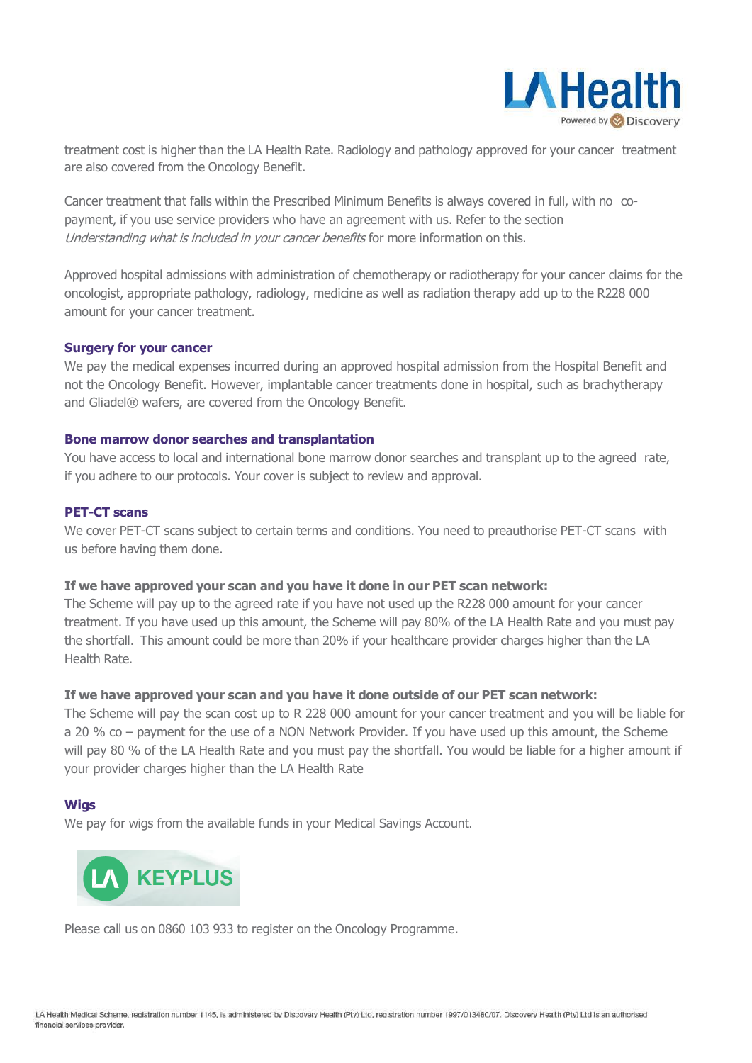treatment cost is higher than the LA Health Rate. Radiology and pathology approved for your cancer treatment are also covered from the Oncology Benefit.

Cancer treatment that falls within the Prescribed Minimum Benefits is always covered in full, with no co-payment, if you use service providers who have an agreement with us. Refer to the section *Understanding what is included in your cancer benefits* for more information on this.

Approved hospital admissions with administration of chemotherapy or radiotherapy for your cancer claims for the oncologist, appropriate pathology, radiology, medicine as well as radiation therapy add up to the R228 000 amount for your cancer treatment.

### Surgery for your cancer

We pay the medical expenses incurred during an approved hospital admission from the Hospital Benefit and not the Oncology Benefit. However, implantable cancer treatments done in hospital, such as brachytherapy and Gliadel® wafers, are covered from the Oncology Benefit.

### Bone marrow donor searches and transplantation

You have access to local and international bone marrow donor searches and transplant up to the agreed rate, if you adhere to our protocols. Your cover is subject to review and approval.

### PET-CT scans

We cover PET-CT scans subject to certain terms and conditions. You need to preauthorise PET-CT scans with us before having them done.

**If we have approved your scan and you have it done in our PET scan network:**
The Scheme will pay up to the agreed rate if you have not used up the R228 000 amount for your cancer treatment. If you have used up this amount, the Scheme will pay 80% of the LA Health Rate and you must pay the shortfall. This amount could be more than 20% if your healthcare provider charges higher than the LA Health Rate.

**If we have approved your scan and you have it done outside of our PET scan network:**
The Scheme will pay the scan cost up to R 228 000 amount for your cancer treatment and you will be liable for a 20 % co – payment for the use of a NON Network Provider. If you have used up this amount, the Scheme will pay 80 % of the LA Health Rate and you must pay the shortfall. You would be liable for a higher amount if your provider charges higher than the LA Health Rate

### Wigs

We pay for wigs from the available funds in your Medical Savings Account.

## LA KEYPLUS

Please call us on 0860 103 933 to register on the Oncology Programme.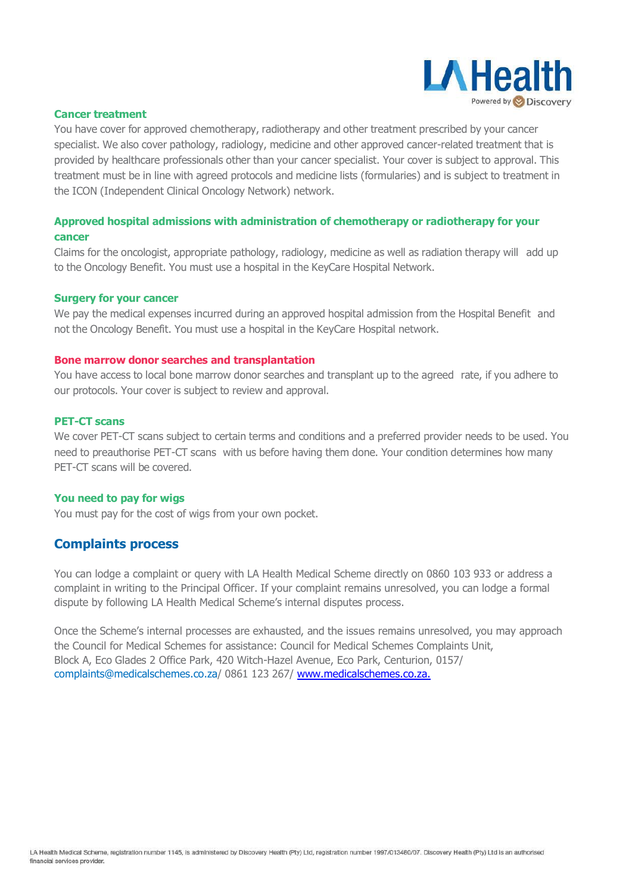### Cancer treatment

You have cover for approved chemotherapy, radiotherapy and other treatment prescribed by your cancer specialist. We also cover pathology, radiology, medicine and other approved cancer-related treatment that is provided by healthcare professionals other than your cancer specialist. Your cover is subject to approval. This treatment must be in line with agreed protocols and medicine lists (formularies) and is subject to treatment in the ICON (Independent Clinical Oncology Network) network.

### Approved hospital admissions with administration of chemotherapy or radiotherapy for your cancer

Claims for the oncologist, appropriate pathology, radiology, medicine as well as radiation therapy will add up to the Oncology Benefit. You must use a hospital in the KeyCare Hospital Network.

### Surgery for your cancer

We pay the medical expenses incurred during an approved hospital admission from the Hospital Benefit and not the Oncology Benefit. You must use a hospital in the KeyCare Hospital network.

### Bone marrow donor searches and transplantation

You have access to local bone marrow donor searches and transplant up to the agreed rate, if you adhere to our protocols. Your cover is subject to review and approval.

### PET-CT scans

We cover PET-CT scans subject to certain terms and conditions and a preferred provider needs to be used. You need to preauthorise PET-CT scans with us before having them done. Your condition determines how many PET-CT scans will be covered.

### You need to pay for wigs

You must pay for the cost of wigs from your own pocket.

## Complaints process

You can lodge a complaint or query with LA Health Medical Scheme directly on 0860 103 933 or address a complaint in writing to the Principal Officer. If your complaint remains unresolved, you can lodge a formal dispute by following LA Health Medical Scheme's internal disputes process.

Once the Scheme's internal processes are exhausted, and the issues remains unresolved, you may approach the Council for Medical Schemes for assistance: Council for Medical Schemes Complaints Unit, Block A, Eco Glades 2 Office Park, 420 Witch-Hazel Avenue, Eco Park, Centurion, 0157/ complaints@medicalschemes.co.za/ 0861 123 267/ www.medicalschemes.co.za.

LA Health Medical Scheme, registration number 1145, is administered by Discovery Health (Pty) Ltd, registration number 1997/013480/07. Discovery Health (Pty) Ltd is an authorised financial services provider.